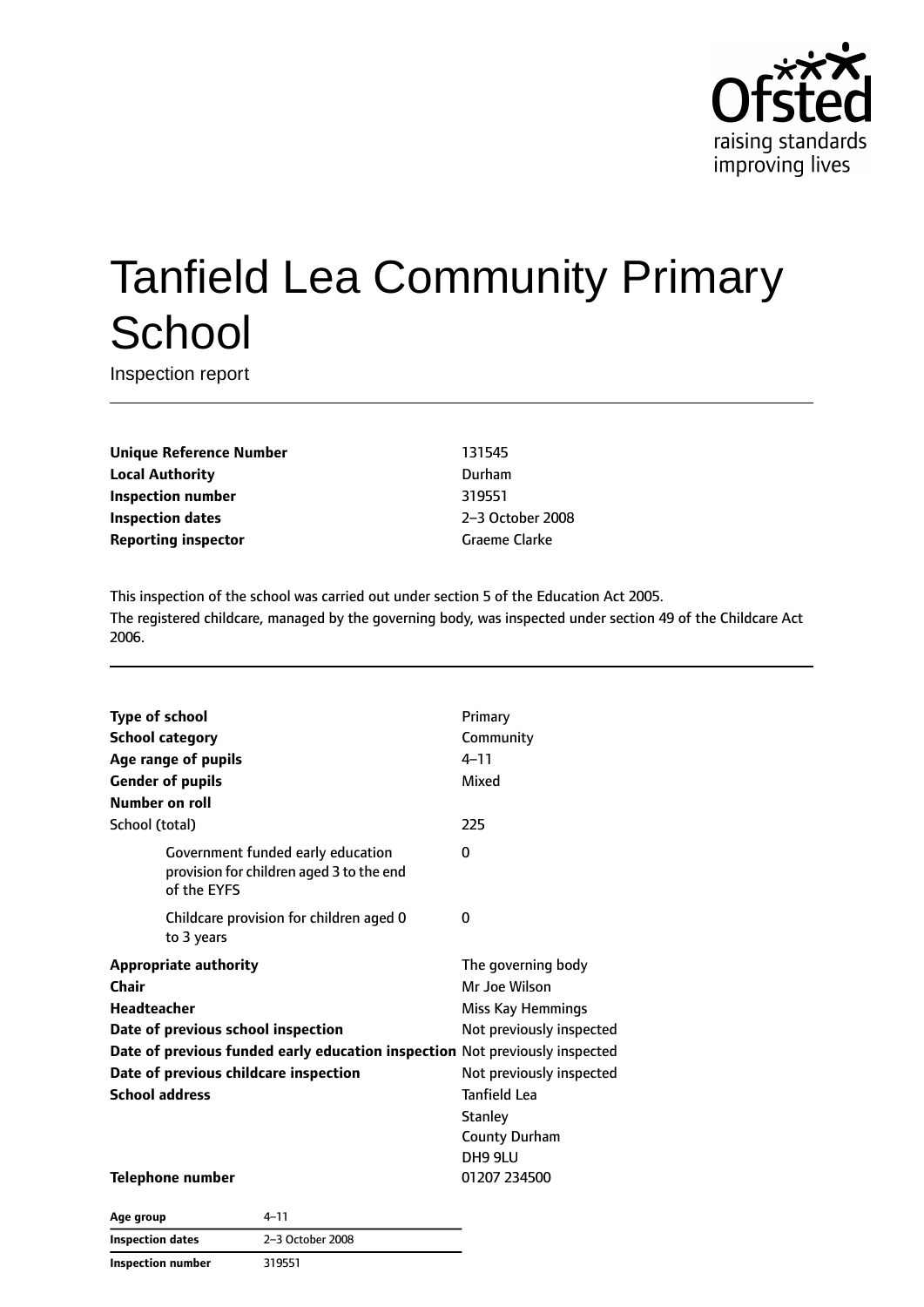# Tanfield Lea Community Primary School

Inspection report

| | |
|---|---|
| **Unique Reference Number** | 131545 |
| **Local Authority** | Durham |
| **Inspection number** | 319551 |
| **Inspection dates** | 2–3 October 2008 |
| **Reporting inspector** | Graeme Clarke |

This inspection of the school was carried out under section 5 of the Education Act 2005.
The registered childcare, managed by the governing body, was inspected under section 49 of the Childcare Act 2006.

| | |
|---|---|
| **Type of school** | Primary |
| **School category** | Community |
| **Age range of pupils** | 4–11 |
| **Gender of pupils** | Mixed |
| **Number on roll** | |
| School (total) | 225 |
| Government funded early education provision for children aged 3 to the end of the EYFS | 0 |
| Childcare provision for children aged 0 to 3 years | 0 |
| **Appropriate authority** | The governing body |
| **Chair** | Mr Joe Wilson |
| **Headteacher** | Miss Kay Hemmings |
| **Date of previous school inspection** | Not previously inspected |
| **Date of previous funded early education inspection** | Not previously inspected |
| **Date of previous childcare inspection** | Not previously inspected |
| **School address** | Tanfield Lea<br>Stanley<br>County Durham<br>DH9 9LU |
| **Telephone number** | 01207 234500 |

| | |
|---|---|
| **Age group** | 4–11 |
| **Inspection dates** | 2–3 October 2008 |
| **Inspection number** | 319551 |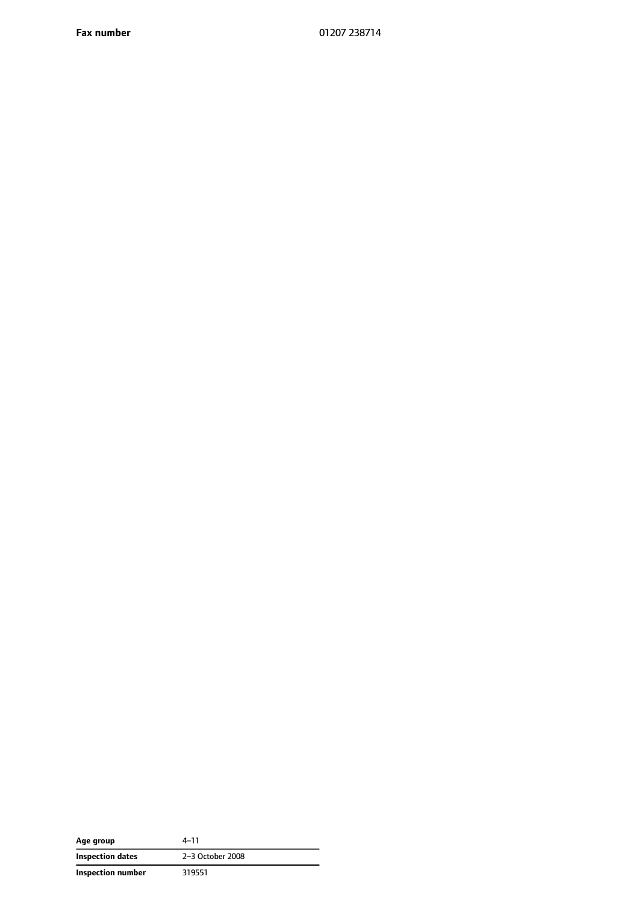| | |
|---|---|
| **Fax number** | 01207 238714 |

| | |
|---|---|
| **Age group** | 4–11 |
| **Inspection dates** | 2–3 October 2008 |
| **Inspection number** | 319551 |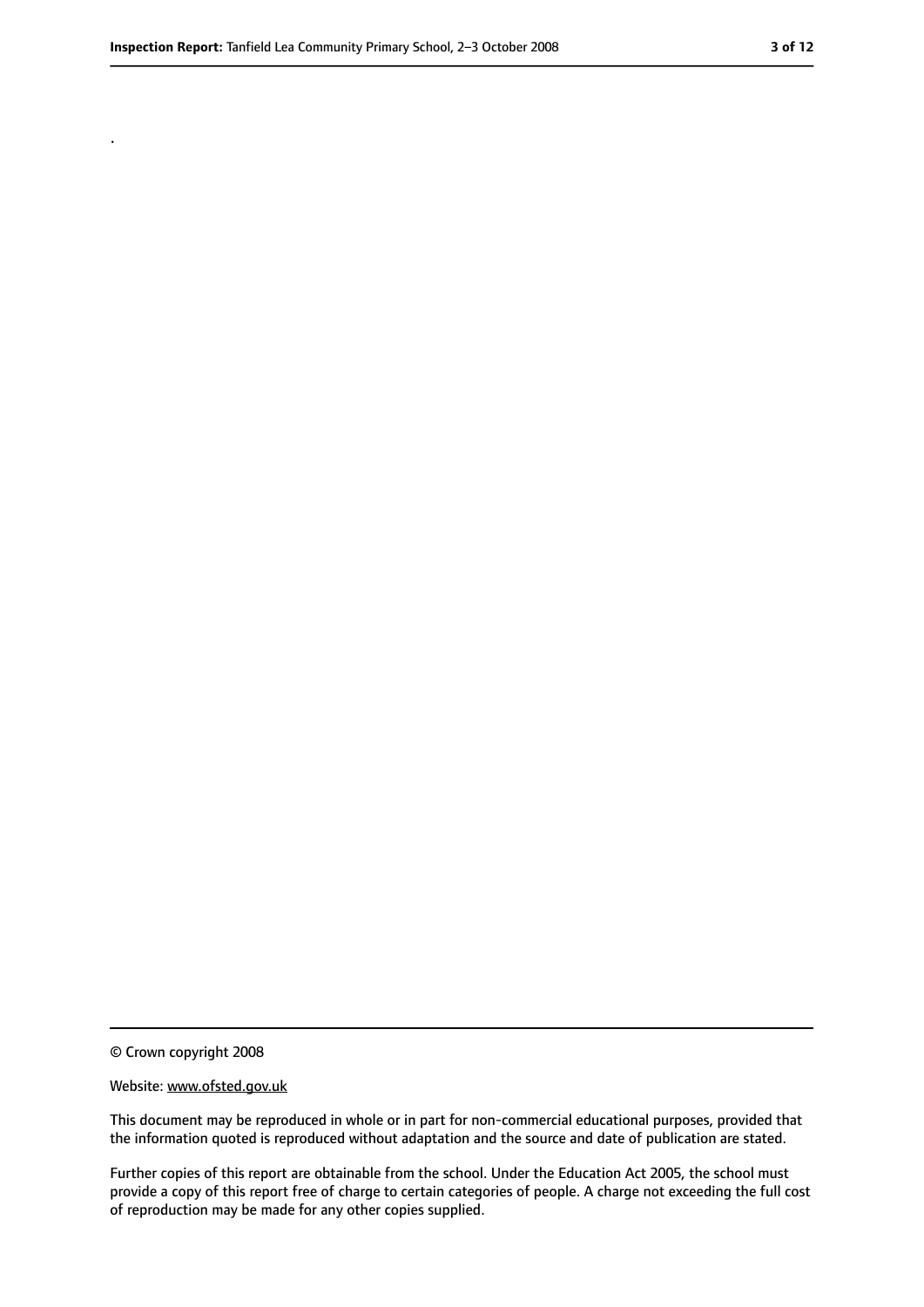.

© Crown copyright 2008

Website: www.ofsted.gov.uk

This document may be reproduced in whole or in part for non-commercial educational purposes, provided that the information quoted is reproduced without adaptation and the source and date of publication are stated.

Further copies of this report are obtainable from the school. Under the Education Act 2005, the school must provide a copy of this report free of charge to certain categories of people. A charge not exceeding the full cost of reproduction may be made for any other copies supplied.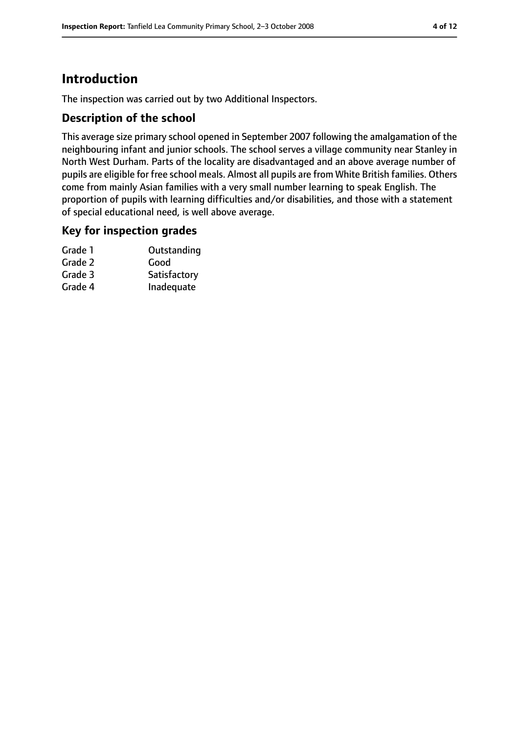# Introduction

The inspection was carried out by two Additional Inspectors.

## Description of the school

This average size primary school opened in September 2007 following the amalgamation of the neighbouring infant and junior schools. The school serves a village community near Stanley in North West Durham. Parts of the locality are disadvantaged and an above average number of pupils are eligible for free school meals. Almost all pupils are from White British families. Others come from mainly Asian families with a very small number learning to speak English. The proportion of pupils with learning difficulties and/or disabilities, and those with a statement of special educational need, is well above average.

## Key for inspection grades

| | |
|---|---|
| Grade 1 | Outstanding |
| Grade 2 | Good |
| Grade 3 | Satisfactory |
| Grade 4 | Inadequate |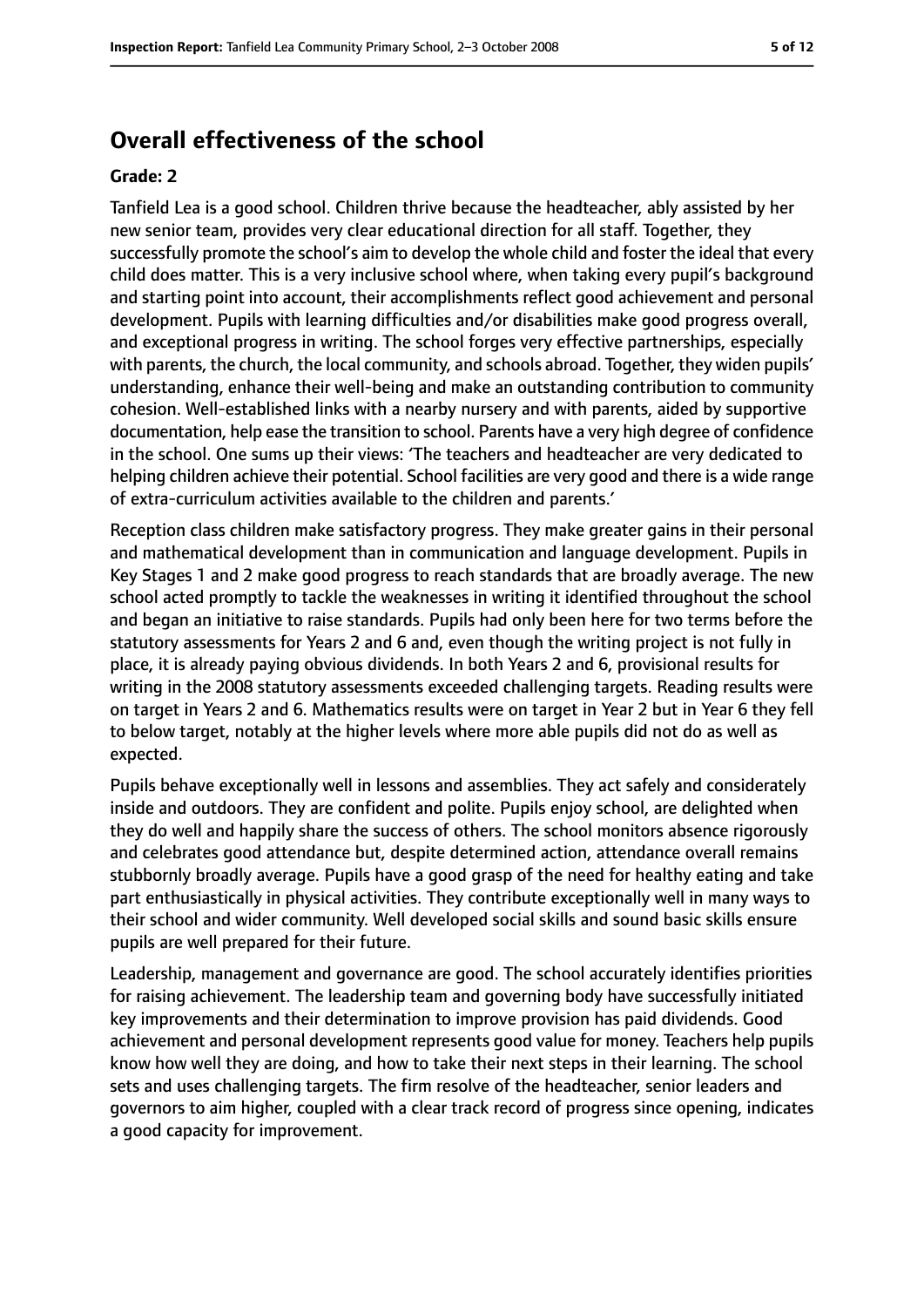# Overall effectiveness of the school

**Grade: 2**

Tanfield Lea is a good school. Children thrive because the headteacher, ably assisted by her new senior team, provides very clear educational direction for all staff. Together, they successfully promote the school's aim to develop the whole child and foster the ideal that every child does matter. This is a very inclusive school where, when taking every pupil's background and starting point into account, their accomplishments reflect good achievement and personal development. Pupils with learning difficulties and/or disabilities make good progress overall, and exceptional progress in writing. The school forges very effective partnerships, especially with parents, the church, the local community, and schools abroad. Together, they widen pupils' understanding, enhance their well-being and make an outstanding contribution to community cohesion. Well-established links with a nearby nursery and with parents, aided by supportive documentation, help ease the transition to school. Parents have a very high degree of confidence in the school. One sums up their views: 'The teachers and headteacher are very dedicated to helping children achieve their potential. School facilities are very good and there is a wide range of extra-curriculum activities available to the children and parents.'

Reception class children make satisfactory progress. They make greater gains in their personal and mathematical development than in communication and language development. Pupils in Key Stages 1 and 2 make good progress to reach standards that are broadly average. The new school acted promptly to tackle the weaknesses in writing it identified throughout the school and began an initiative to raise standards. Pupils had only been here for two terms before the statutory assessments for Years 2 and 6 and, even though the writing project is not fully in place, it is already paying obvious dividends. In both Years 2 and 6, provisional results for writing in the 2008 statutory assessments exceeded challenging targets. Reading results were on target in Years 2 and 6. Mathematics results were on target in Year 2 but in Year 6 they fell to below target, notably at the higher levels where more able pupils did not do as well as expected.

Pupils behave exceptionally well in lessons and assemblies. They act safely and considerately inside and outdoors. They are confident and polite. Pupils enjoy school, are delighted when they do well and happily share the success of others. The school monitors absence rigorously and celebrates good attendance but, despite determined action, attendance overall remains stubbornly broadly average. Pupils have a good grasp of the need for healthy eating and take part enthusiastically in physical activities. They contribute exceptionally well in many ways to their school and wider community. Well developed social skills and sound basic skills ensure pupils are well prepared for their future.

Leadership, management and governance are good. The school accurately identifies priorities for raising achievement. The leadership team and governing body have successfully initiated key improvements and their determination to improve provision has paid dividends. Good achievement and personal development represents good value for money. Teachers help pupils know how well they are doing, and how to take their next steps in their learning. The school sets and uses challenging targets. The firm resolve of the headteacher, senior leaders and governors to aim higher, coupled with a clear track record of progress since opening, indicates a good capacity for improvement.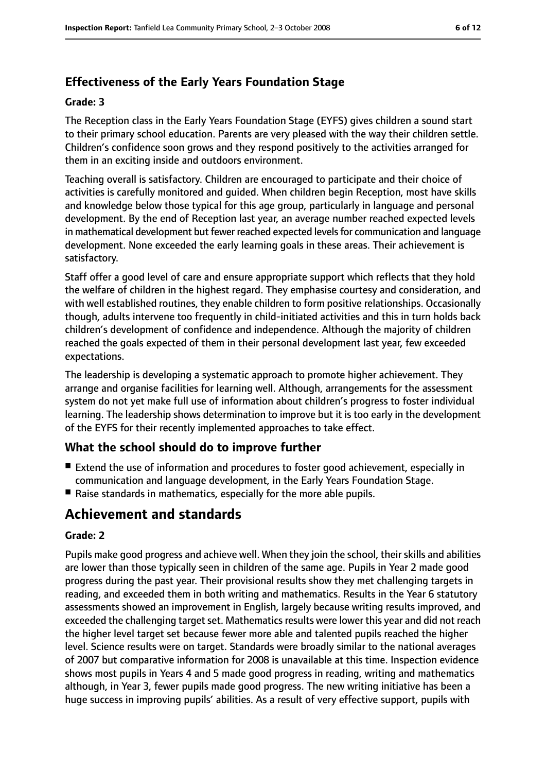### Effectiveness of the Early Years Foundation Stage

#### Grade: 3

The Reception class in the Early Years Foundation Stage (EYFS) gives children a sound start to their primary school education. Parents are very pleased with the way their children settle. Children's confidence soon grows and they respond positively to the activities arranged for them in an exciting inside and outdoors environment.

Teaching overall is satisfactory. Children are encouraged to participate and their choice of activities is carefully monitored and guided. When children begin Reception, most have skills and knowledge below those typical for this age group, particularly in language and personal development. By the end of Reception last year, an average number reached expected levels in mathematical development but fewer reached expected levels for communication and language development. None exceeded the early learning goals in these areas. Their achievement is satisfactory.

Staff offer a good level of care and ensure appropriate support which reflects that they hold the welfare of children in the highest regard. They emphasise courtesy and consideration, and with well established routines, they enable children to form positive relationships. Occasionally though, adults intervene too frequently in child-initiated activities and this in turn holds back children's development of confidence and independence. Although the majority of children reached the goals expected of them in their personal development last year, few exceeded expectations.

The leadership is developing a systematic approach to promote higher achievement. They arrange and organise facilities for learning well. Although, arrangements for the assessment system do not yet make full use of information about children's progress to foster individual learning. The leadership shows determination to improve but it is too early in the development of the EYFS for their recently implemented approaches to take effect.

### What the school should do to improve further

- Extend the use of information and procedures to foster good achievement, especially in communication and language development, in the Early Years Foundation Stage.
- Raise standards in mathematics, especially for the more able pupils.

## Achievement and standards

#### Grade: 2

Pupils make good progress and achieve well. When they join the school, their skills and abilities are lower than those typically seen in children of the same age. Pupils in Year 2 made good progress during the past year. Their provisional results show they met challenging targets in reading, and exceeded them in both writing and mathematics. Results in the Year 6 statutory assessments showed an improvement in English, largely because writing results improved, and exceeded the challenging target set. Mathematics results were lower this year and did not reach the higher level target set because fewer more able and talented pupils reached the higher level. Science results were on target. Standards were broadly similar to the national averages of 2007 but comparative information for 2008 is unavailable at this time. Inspection evidence shows most pupils in Years 4 and 5 made good progress in reading, writing and mathematics although, in Year 3, fewer pupils made good progress. The new writing initiative has been a huge success in improving pupils' abilities. As a result of very effective support, pupils with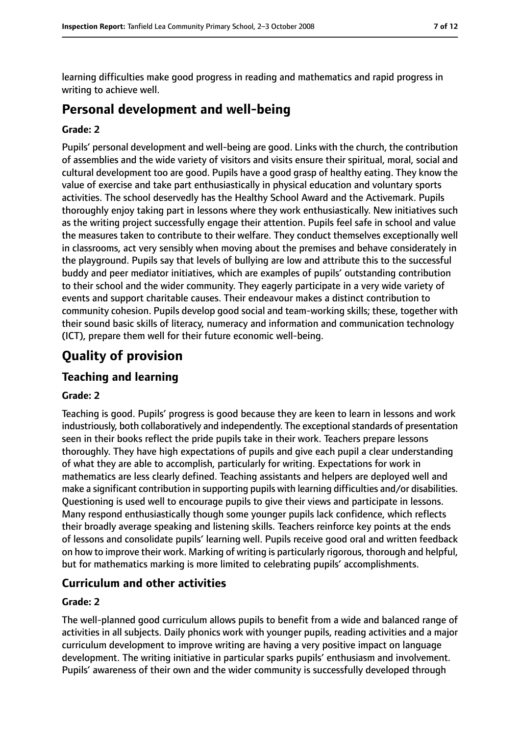learning difficulties make good progress in reading and mathematics and rapid progress in writing to achieve well.

# Personal development and well-being

### Grade: 2

Pupils' personal development and well-being are good. Links with the church, the contribution of assemblies and the wide variety of visitors and visits ensure their spiritual, moral, social and cultural development too are good. Pupils have a good grasp of healthy eating. They know the value of exercise and take part enthusiastically in physical education and voluntary sports activities. The school deservedly has the Healthy School Award and the Activemark. Pupils thoroughly enjoy taking part in lessons where they work enthusiastically. New initiatives such as the writing project successfully engage their attention. Pupils feel safe in school and value the measures taken to contribute to their welfare. They conduct themselves exceptionally well in classrooms, act very sensibly when moving about the premises and behave considerately in the playground. Pupils say that levels of bullying are low and attribute this to the successful buddy and peer mediator initiatives, which are examples of pupils' outstanding contribution to their school and the wider community. They eagerly participate in a very wide variety of events and support charitable causes. Their endeavour makes a distinct contribution to community cohesion. Pupils develop good social and team-working skills; these, together with their sound basic skills of literacy, numeracy and information and communication technology (ICT), prepare them well for their future economic well-being.

# Quality of provision

## Teaching and learning

### Grade: 2

Teaching is good. Pupils' progress is good because they are keen to learn in lessons and work industriously, both collaboratively and independently. The exceptional standards of presentation seen in their books reflect the pride pupils take in their work. Teachers prepare lessons thoroughly. They have high expectations of pupils and give each pupil a clear understanding of what they are able to accomplish, particularly for writing. Expectations for work in mathematics are less clearly defined. Teaching assistants and helpers are deployed well and make a significant contribution in supporting pupils with learning difficulties and/or disabilities. Questioning is used well to encourage pupils to give their views and participate in lessons. Many respond enthusiastically though some younger pupils lack confidence, which reflects their broadly average speaking and listening skills. Teachers reinforce key points at the ends of lessons and consolidate pupils' learning well. Pupils receive good oral and written feedback on how to improve their work. Marking of writing is particularly rigorous, thorough and helpful, but for mathematics marking is more limited to celebrating pupils' accomplishments.

## Curriculum and other activities

### Grade: 2

The well-planned good curriculum allows pupils to benefit from a wide and balanced range of activities in all subjects. Daily phonics work with younger pupils, reading activities and a major curriculum development to improve writing are having a very positive impact on language development. The writing initiative in particular sparks pupils' enthusiasm and involvement. Pupils' awareness of their own and the wider community is successfully developed through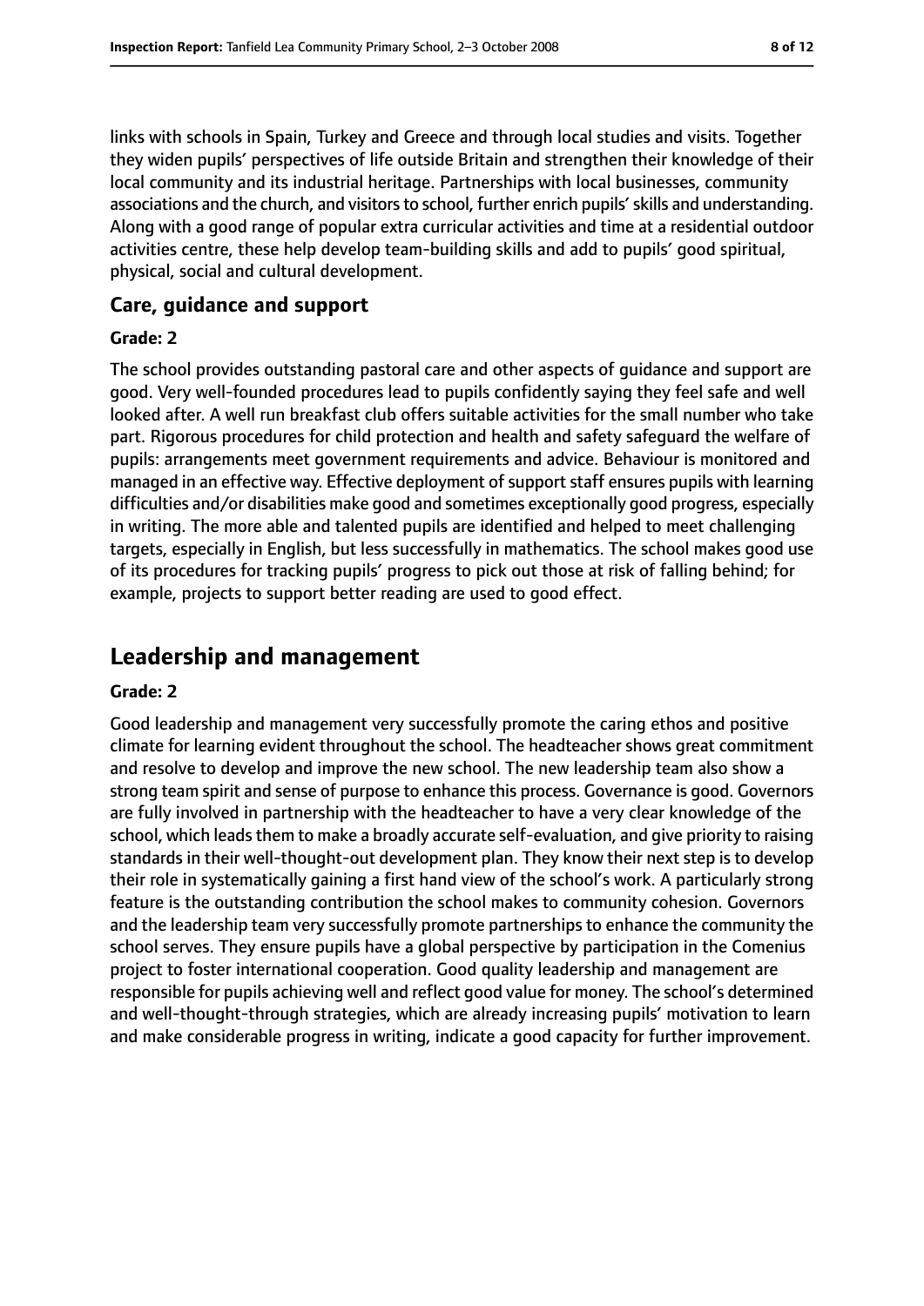links with schools in Spain, Turkey and Greece and through local studies and visits. Together they widen pupils' perspectives of life outside Britain and strengthen their knowledge of their local community and its industrial heritage. Partnerships with local businesses, community associations and the church, and visitors to school, further enrich pupils' skills and understanding. Along with a good range of popular extra curricular activities and time at a residential outdoor activities centre, these help develop team-building skills and add to pupils' good spiritual, physical, social and cultural development.

### Care, guidance and support

#### Grade: 2

The school provides outstanding pastoral care and other aspects of guidance and support are good. Very well-founded procedures lead to pupils confidently saying they feel safe and well looked after. A well run breakfast club offers suitable activities for the small number who take part. Rigorous procedures for child protection and health and safety safeguard the welfare of pupils: arrangements meet government requirements and advice. Behaviour is monitored and managed in an effective way. Effective deployment of support staff ensures pupils with learning difficulties and/or disabilities make good and sometimes exceptionally good progress, especially in writing. The more able and talented pupils are identified and helped to meet challenging targets, especially in English, but less successfully in mathematics. The school makes good use of its procedures for tracking pupils' progress to pick out those at risk of falling behind; for example, projects to support better reading are used to good effect.

## Leadership and management

#### Grade: 2

Good leadership and management very successfully promote the caring ethos and positive climate for learning evident throughout the school. The headteacher shows great commitment and resolve to develop and improve the new school. The new leadership team also show a strong team spirit and sense of purpose to enhance this process. Governance is good. Governors are fully involved in partnership with the headteacher to have a very clear knowledge of the school, which leads them to make a broadly accurate self-evaluation, and give priority to raising standards in their well-thought-out development plan. They know their next step is to develop their role in systematically gaining a first hand view of the school's work. A particularly strong feature is the outstanding contribution the school makes to community cohesion. Governors and the leadership team very successfully promote partnerships to enhance the community the school serves. They ensure pupils have a global perspective by participation in the Comenius project to foster international cooperation. Good quality leadership and management are responsible for pupils achieving well and reflect good value for money. The school's determined and well-thought-through strategies, which are already increasing pupils' motivation to learn and make considerable progress in writing, indicate a good capacity for further improvement.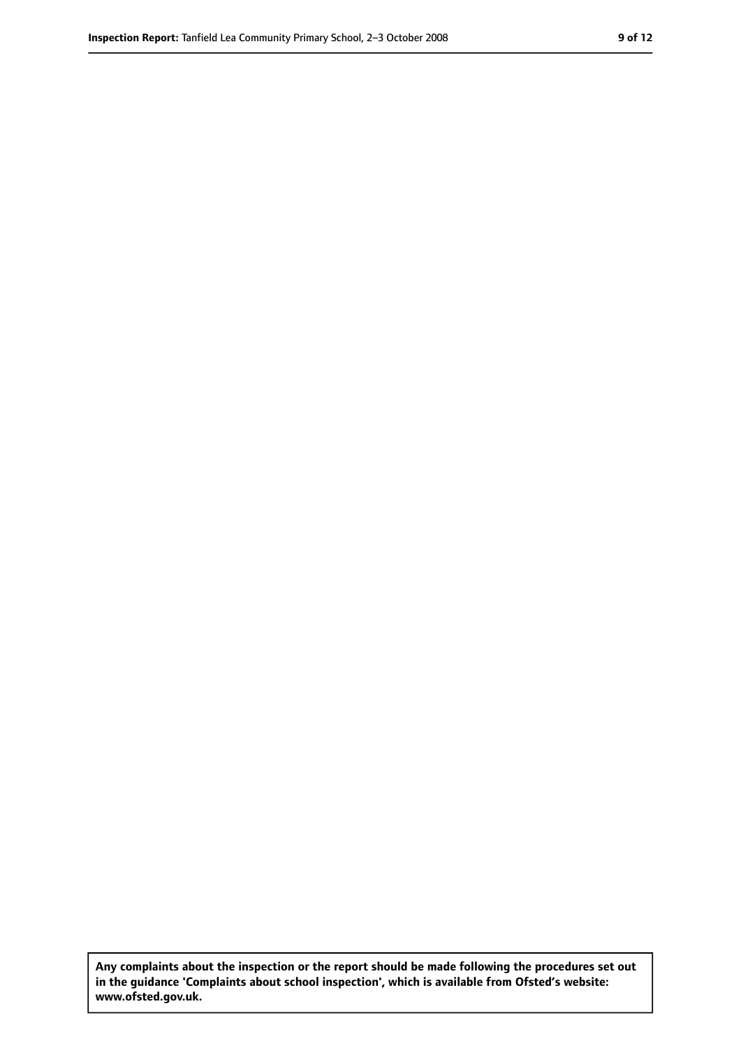**Any complaints about the inspection or the report should be made following the procedures set out in the guidance 'Complaints about school inspection', which is available from Ofsted's website: www.ofsted.gov.uk.**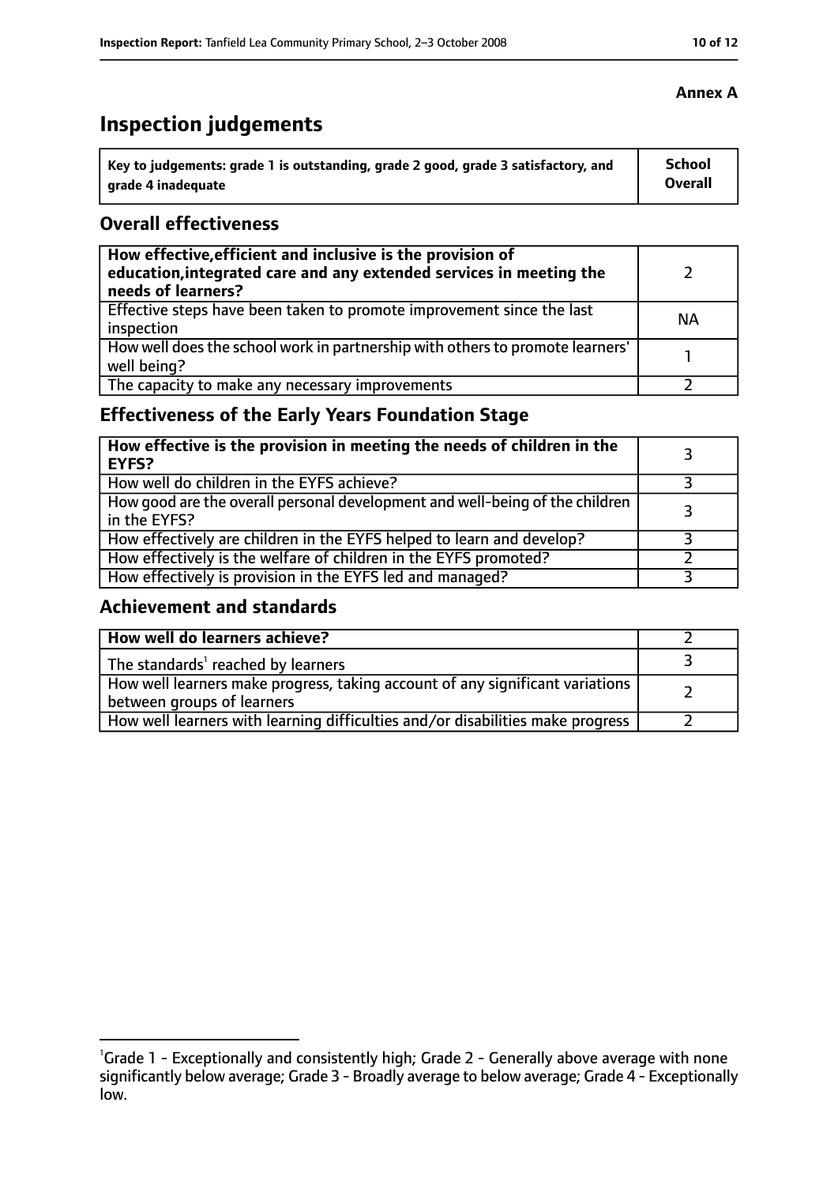**Annex A**

# Inspection judgements

| Key to judgements: grade 1 is outstanding, grade 2 good, grade 3 satisfactory, and grade 4 inadequate | School Overall |
|---|---|

## Overall effectiveness

| | |
|---|---|
| **How effective, efficient and inclusive is the provision of education, integrated care and any extended services in meeting the needs of learners?** | 2 |
| Effective steps have been taken to promote improvement since the last inspection | NA |
| How well does the school work in partnership with others to promote learners' well being? | 1 |
| The capacity to make any necessary improvements | 2 |

## Effectiveness of the Early Years Foundation Stage

| | |
|---|---|
| **How effective is the provision in meeting the needs of children in the EYFS?** | 3 |
| How well do children in the EYFS achieve? | 3 |
| How good are the overall personal development and well-being of the children in the EYFS? | 3 |
| How effectively are children in the EYFS helped to learn and develop? | 3 |
| How effectively is the welfare of children in the EYFS promoted? | 2 |
| How effectively is provision in the EYFS led and managed? | 3 |

## Achievement and standards

| | |
|---|---|
| **How well do learners achieve?** | 2 |
| The standards[1] reached by learners | 3 |
| How well learners make progress, taking account of any significant variations between groups of learners | 2 |
| How well learners with learning difficulties and/or disabilities make progress | 2 |

[1]Grade 1 - Exceptionally and consistently high; Grade 2 - Generally above average with none significantly below average; Grade 3 - Broadly average to below average; Grade 4 - Exceptionally low.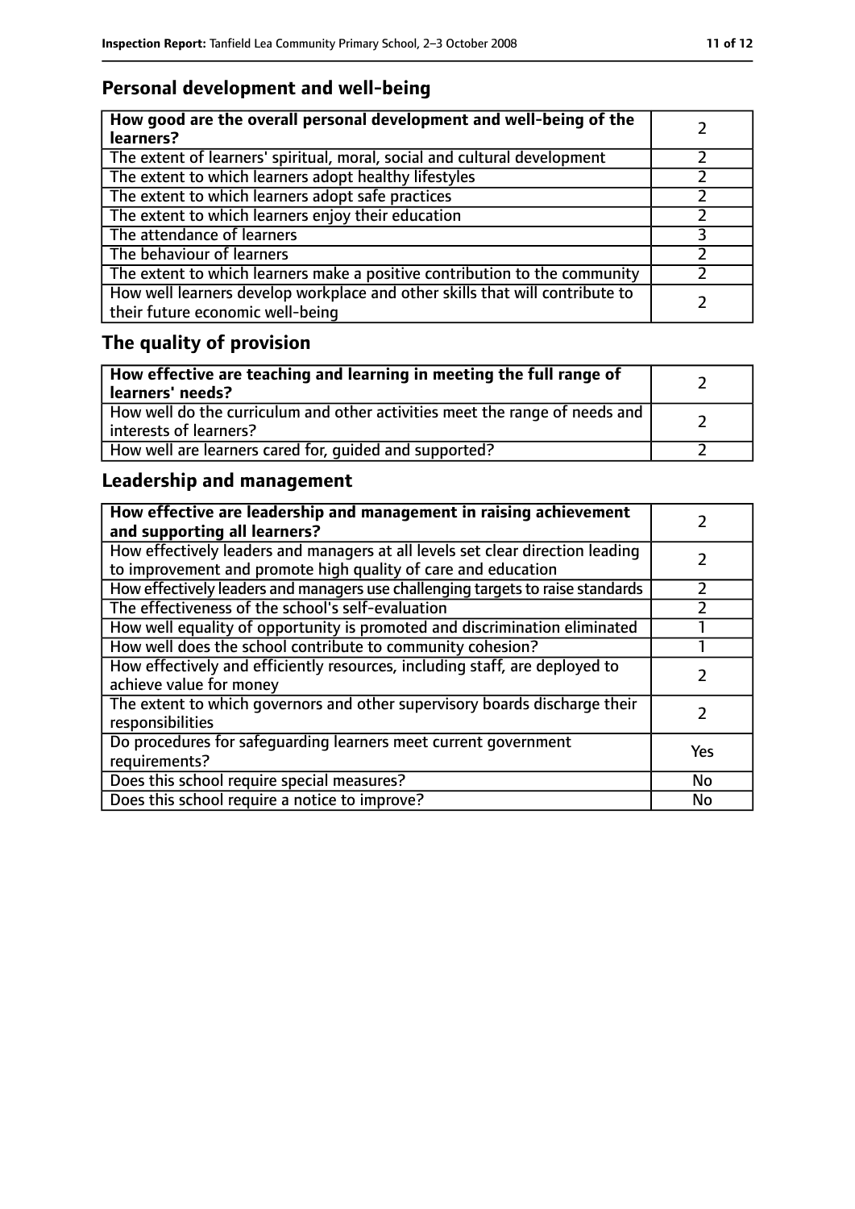## Personal development and well-being

| **How good are the overall personal development and well-being of the learners?** | 2 |
|---|---|
| The extent of learners' spiritual, moral, social and cultural development | 2 |
| The extent to which learners adopt healthy lifestyles | 2 |
| The extent to which learners adopt safe practices | 2 |
| The extent to which learners enjoy their education | 2 |
| The attendance of learners | 3 |
| The behaviour of learners | 2 |
| The extent to which learners make a positive contribution to the community | 2 |
| How well learners develop workplace and other skills that will contribute to their future economic well-being | 2 |

## The quality of provision

| **How effective are teaching and learning in meeting the full range of learners' needs?** | 2 |
|---|---|
| How well do the curriculum and other activities meet the range of needs and interests of learners? | 2 |
| How well are learners cared for, guided and supported? | 2 |

## Leadership and management

| **How effective are leadership and management in raising achievement and supporting all learners?** | 2 |
|---|---|
| How effectively leaders and managers at all levels set clear direction leading to improvement and promote high quality of care and education | 2 |
| How effectively leaders and managers use challenging targets to raise standards | 2 |
| The effectiveness of the school's self-evaluation | 2 |
| How well equality of opportunity is promoted and discrimination eliminated | 1 |
| How well does the school contribute to community cohesion? | 1 |
| How effectively and efficiently resources, including staff, are deployed to achieve value for money | 2 |
| The extent to which governors and other supervisory boards discharge their responsibilities | 2 |
| Do procedures for safeguarding learners meet current government requirements? | Yes |
| Does this school require special measures? | No |
| Does this school require a notice to improve? | No |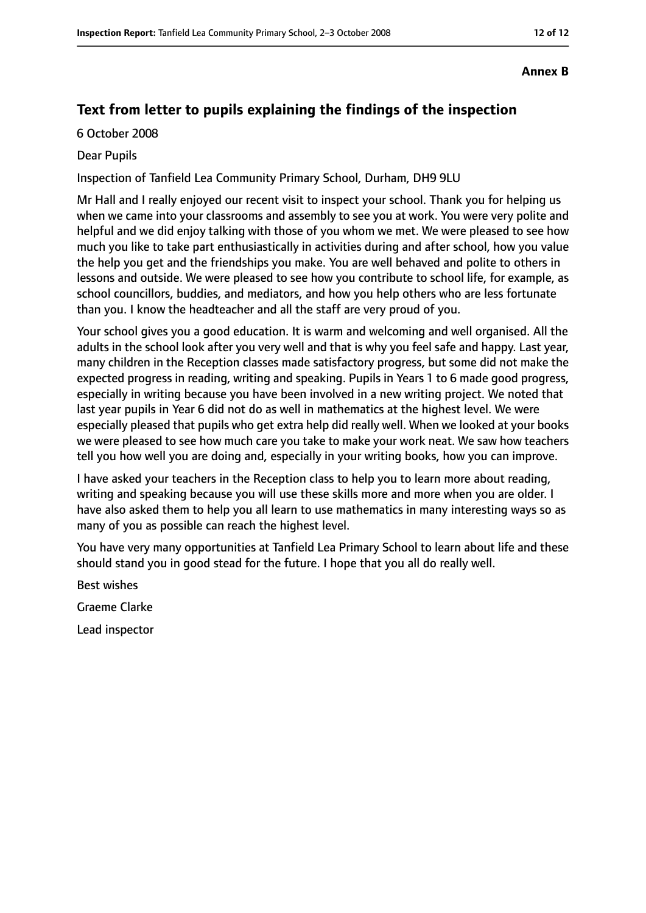**Annex B**

## Text from letter to pupils explaining the findings of the inspection

6 October 2008

Dear Pupils

Inspection of Tanfield Lea Community Primary School, Durham, DH9 9LU

Mr Hall and I really enjoyed our recent visit to inspect your school. Thank you for helping us when we came into your classrooms and assembly to see you at work. You were very polite and helpful and we did enjoy talking with those of you whom we met. We were pleased to see how much you like to take part enthusiastically in activities during and after school, how you value the help you get and the friendships you make. You are well behaved and polite to others in lessons and outside. We were pleased to see how you contribute to school life, for example, as school councillors, buddies, and mediators, and how you help others who are less fortunate than you. I know the headteacher and all the staff are very proud of you.

Your school gives you a good education. It is warm and welcoming and well organised. All the adults in the school look after you very well and that is why you feel safe and happy. Last year, many children in the Reception classes made satisfactory progress, but some did not make the expected progress in reading, writing and speaking. Pupils in Years 1 to 6 made good progress, especially in writing because you have been involved in a new writing project. We noted that last year pupils in Year 6 did not do as well in mathematics at the highest level. We were especially pleased that pupils who get extra help did really well. When we looked at your books we were pleased to see how much care you take to make your work neat. We saw how teachers tell you how well you are doing and, especially in your writing books, how you can improve.

I have asked your teachers in the Reception class to help you to learn more about reading, writing and speaking because you will use these skills more and more when you are older. I have also asked them to help you all learn to use mathematics in many interesting ways so as many of you as possible can reach the highest level.

You have very many opportunities at Tanfield Lea Primary School to learn about life and these should stand you in good stead for the future. I hope that you all do really well.

Best wishes

Graeme Clarke

Lead inspector